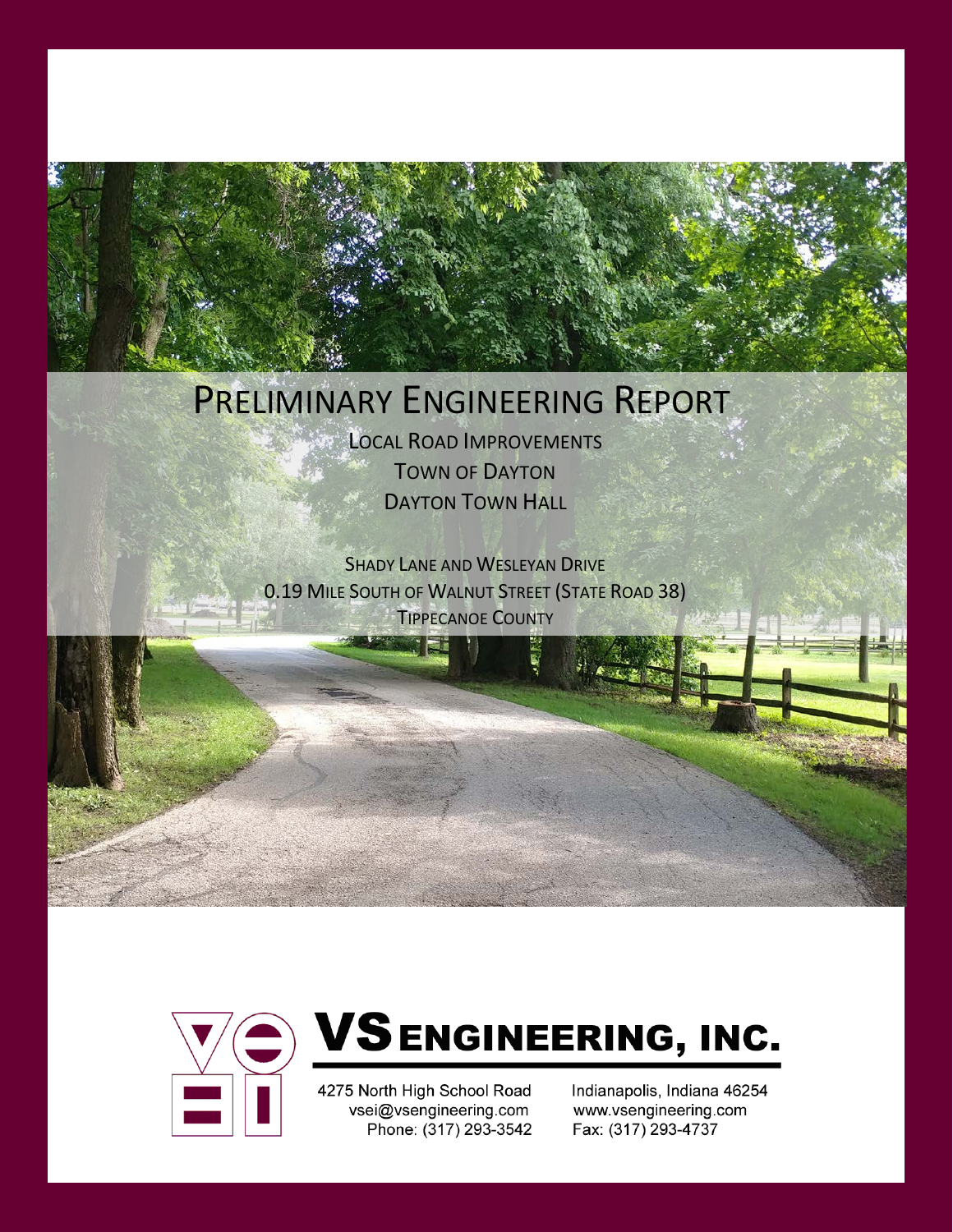# PRELIMINARY ENGINEERING REPORT

LOCAL ROAD IMPROVEMENTS
TOWN OF DAYTON
DAYTON TOWN HALL

SHADY LANE AND WESLEYAN DRIVE
0.19 MILE SOUTH OF WALNUT STREET (STATE ROAD 38)
TIPPECANOE COUNTY

**VS ENGINEERING, INC.**

4275 North High School Road
vsei@vsengineering.com
Phone: (317) 293-3542

Indianapolis, Indiana 46254
www.vsengineering.com
Fax: (317) 293-4737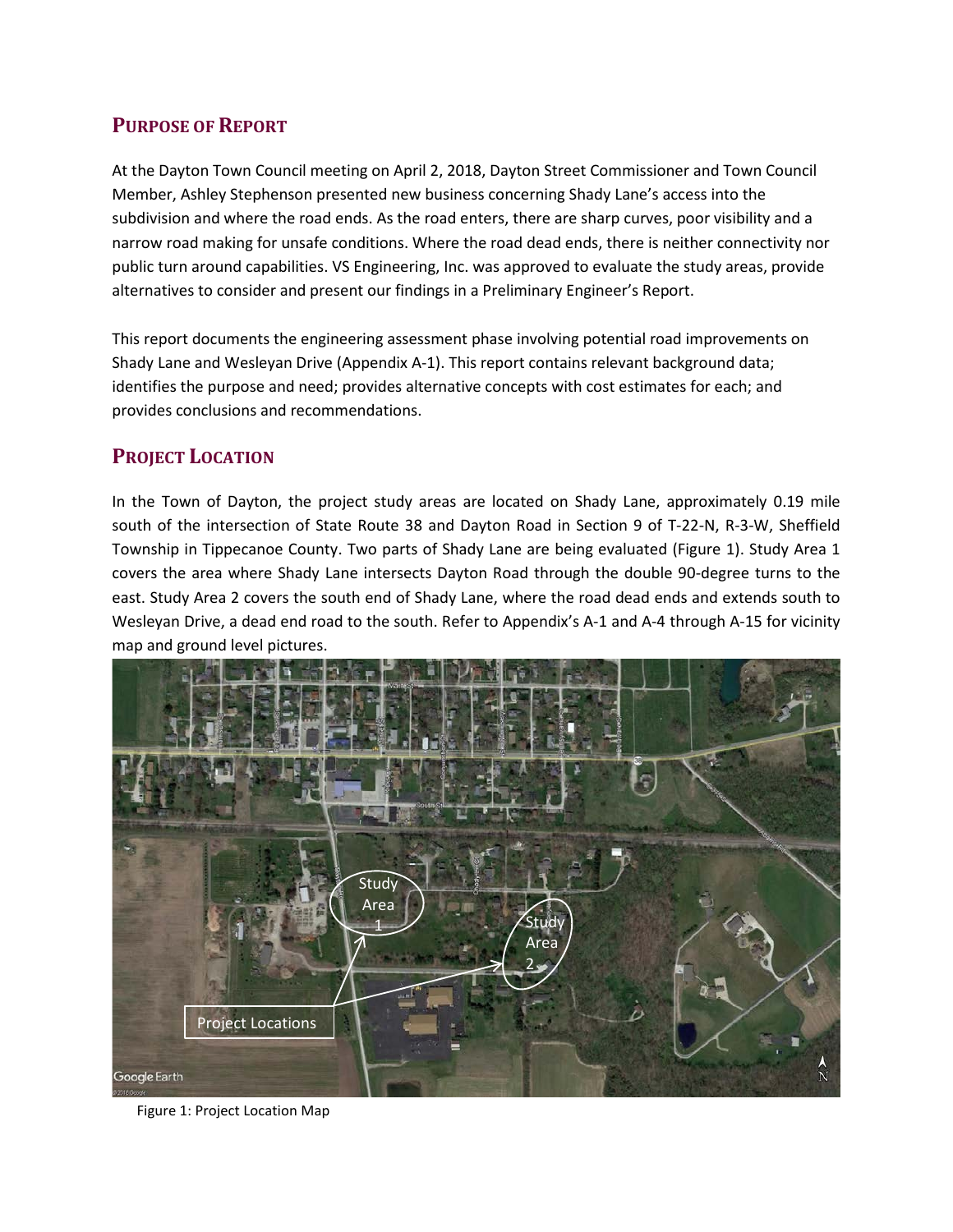## Purpose of Report

At the Dayton Town Council meeting on April 2, 2018, Dayton Street Commissioner and Town Council Member, Ashley Stephenson presented new business concerning Shady Lane's access into the subdivision and where the road ends. As the road enters, there are sharp curves, poor visibility and a narrow road making for unsafe conditions. Where the road dead ends, there is neither connectivity nor public turn around capabilities. VS Engineering, Inc. was approved to evaluate the study areas, provide alternatives to consider and present our findings in a Preliminary Engineer's Report.

This report documents the engineering assessment phase involving potential road improvements on Shady Lane and Wesleyan Drive (Appendix A-1). This report contains relevant background data; identifies the purpose and need; provides alternative concepts with cost estimates for each; and provides conclusions and recommendations.

## Project Location

In the Town of Dayton, the project study areas are located on Shady Lane, approximately 0.19 mile south of the intersection of State Route 38 and Dayton Road in Section 9 of T-22-N, R-3-W, Sheffield Township in Tippecanoe County. Two parts of Shady Lane are being evaluated (Figure 1). Study Area 1 covers the area where Shady Lane intersects Dayton Road through the double 90-degree turns to the east. Study Area 2 covers the south end of Shady Lane, where the road dead ends and extends south to Wesleyan Drive, a dead end road to the south. Refer to Appendix's A-1 and A-4 through A-15 for vicinity map and ground level pictures.

Figure 1: Project Location Map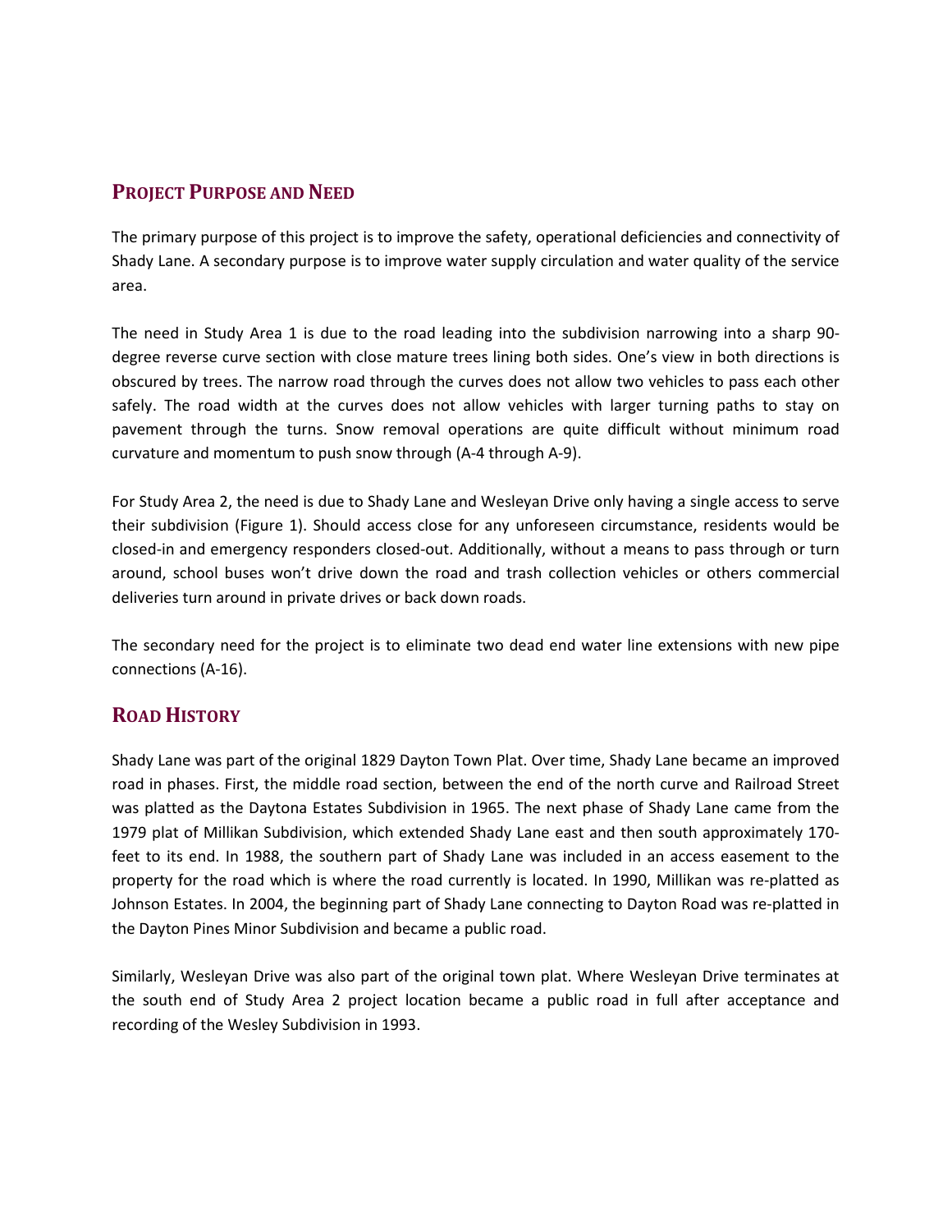## Project Purpose and Need

The primary purpose of this project is to improve the safety, operational deficiencies and connectivity of Shady Lane. A secondary purpose is to improve water supply circulation and water quality of the service area.

The need in Study Area 1 is due to the road leading into the subdivision narrowing into a sharp 90-degree reverse curve section with close mature trees lining both sides. One's view in both directions is obscured by trees. The narrow road through the curves does not allow two vehicles to pass each other safely. The road width at the curves does not allow vehicles with larger turning paths to stay on pavement through the turns. Snow removal operations are quite difficult without minimum road curvature and momentum to push snow through (A-4 through A-9).

For Study Area 2, the need is due to Shady Lane and Wesleyan Drive only having a single access to serve their subdivision (Figure 1). Should access close for any unforeseen circumstance, residents would be closed-in and emergency responders closed-out. Additionally, without a means to pass through or turn around, school buses won't drive down the road and trash collection vehicles or others commercial deliveries turn around in private drives or back down roads.

The secondary need for the project is to eliminate two dead end water line extensions with new pipe connections (A-16).

## Road History

Shady Lane was part of the original 1829 Dayton Town Plat. Over time, Shady Lane became an improved road in phases. First, the middle road section, between the end of the north curve and Railroad Street was platted as the Daytona Estates Subdivision in 1965. The next phase of Shady Lane came from the 1979 plat of Millikan Subdivision, which extended Shady Lane east and then south approximately 170-feet to its end. In 1988, the southern part of Shady Lane was included in an access easement to the property for the road which is where the road currently is located. In 1990, Millikan was re-platted as Johnson Estates. In 2004, the beginning part of Shady Lane connecting to Dayton Road was re-platted in the Dayton Pines Minor Subdivision and became a public road.

Similarly, Wesleyan Drive was also part of the original town plat. Where Wesleyan Drive terminates at the south end of Study Area 2 project location became a public road in full after acceptance and recording of the Wesley Subdivision in 1993.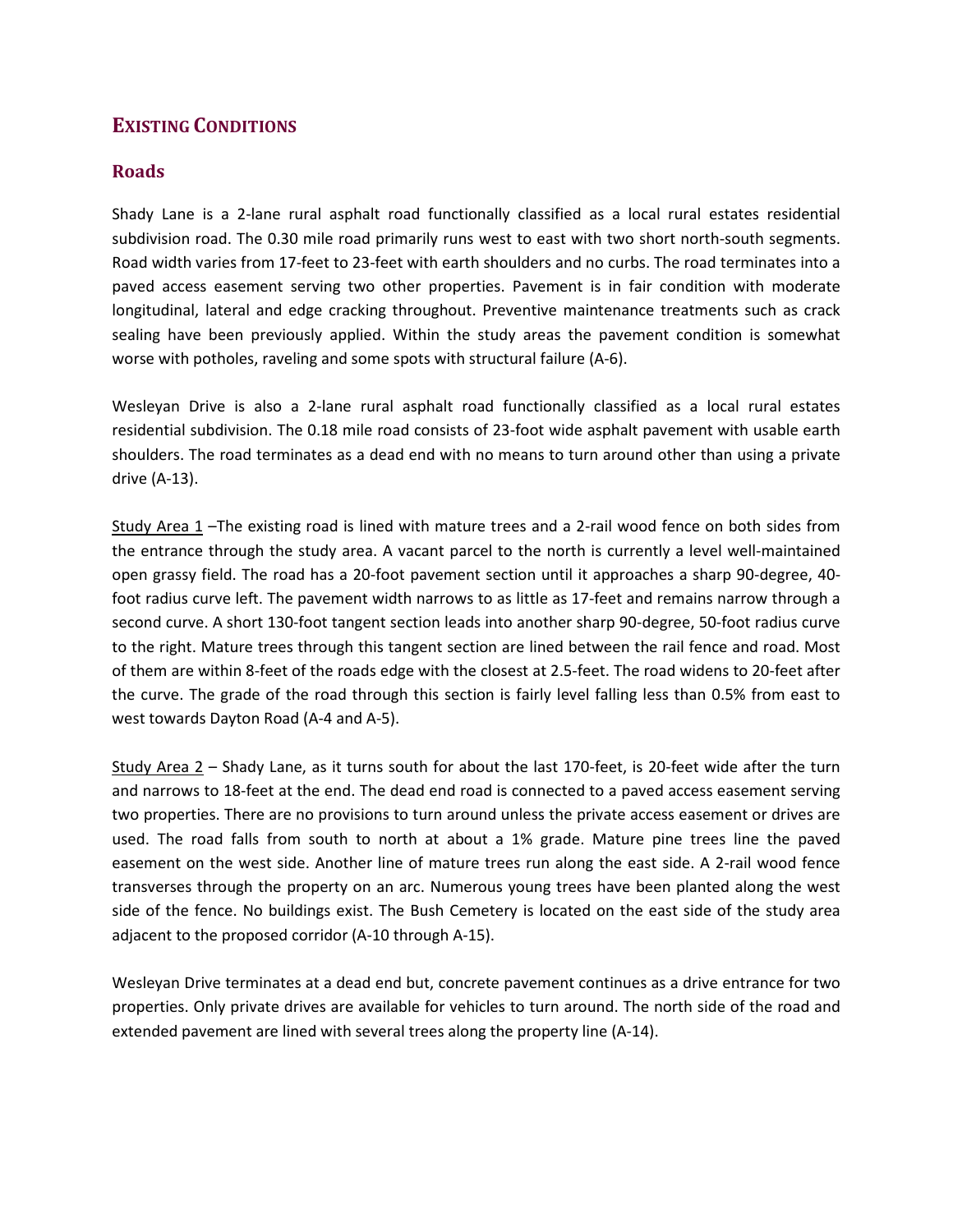## EXISTING CONDITIONS

### Roads

Shady Lane is a 2-lane rural asphalt road functionally classified as a local rural estates residential subdivision road. The 0.30 mile road primarily runs west to east with two short north-south segments. Road width varies from 17-feet to 23-feet with earth shoulders and no curbs. The road terminates into a paved access easement serving two other properties. Pavement is in fair condition with moderate longitudinal, lateral and edge cracking throughout. Preventive maintenance treatments such as crack sealing have been previously applied. Within the study areas the pavement condition is somewhat worse with potholes, raveling and some spots with structural failure (A-6).

Wesleyan Drive is also a 2-lane rural asphalt road functionally classified as a local rural estates residential subdivision. The 0.18 mile road consists of 23-foot wide asphalt pavement with usable earth shoulders. The road terminates as a dead end with no means to turn around other than using a private drive (A-13).

<u>Study Area 1</u> –The existing road is lined with mature trees and a 2-rail wood fence on both sides from the entrance through the study area. A vacant parcel to the north is currently a level well-maintained open grassy field. The road has a 20-foot pavement section until it approaches a sharp 90-degree, 40-foot radius curve left. The pavement width narrows to as little as 17-feet and remains narrow through a second curve. A short 130-foot tangent section leads into another sharp 90-degree, 50-foot radius curve to the right. Mature trees through this tangent section are lined between the rail fence and road. Most of them are within 8-feet of the roads edge with the closest at 2.5-feet. The road widens to 20-feet after the curve. The grade of the road through this section is fairly level falling less than 0.5% from east to west towards Dayton Road (A-4 and A-5).

<u>Study Area 2</u> – Shady Lane, as it turns south for about the last 170-feet, is 20-feet wide after the turn and narrows to 18-feet at the end. The dead end road is connected to a paved access easement serving two properties. There are no provisions to turn around unless the private access easement or drives are used. The road falls from south to north at about a 1% grade. Mature pine trees line the paved easement on the west side. Another line of mature trees run along the east side. A 2-rail wood fence transverses through the property on an arc. Numerous young trees have been planted along the west side of the fence. No buildings exist. The Bush Cemetery is located on the east side of the study area adjacent to the proposed corridor (A-10 through A-15).

Wesleyan Drive terminates at a dead end but, concrete pavement continues as a drive entrance for two properties. Only private drives are available for vehicles to turn around. The north side of the road and extended pavement are lined with several trees along the property line (A-14).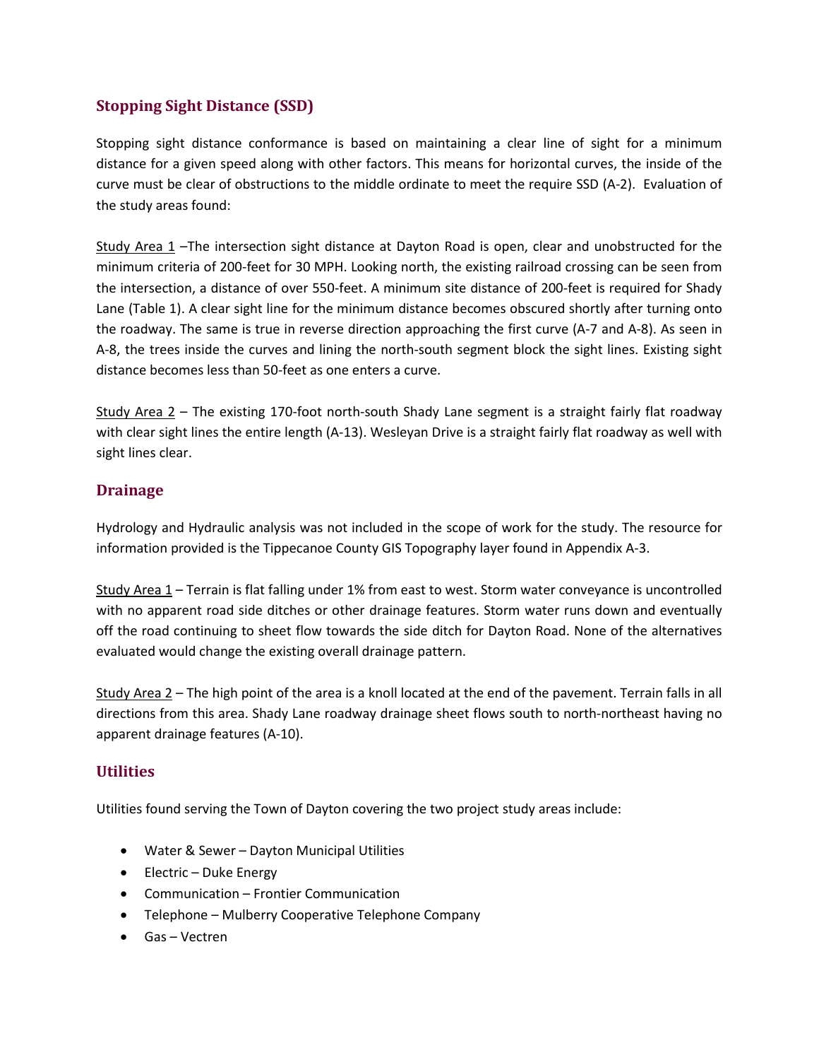## Stopping Sight Distance (SSD)

Stopping sight distance conformance is based on maintaining a clear line of sight for a minimum distance for a given speed along with other factors. This means for horizontal curves, the inside of the curve must be clear of obstructions to the middle ordinate to meet the require SSD (A-2). Evaluation of the study areas found:

<u>Study Area 1</u> –The intersection sight distance at Dayton Road is open, clear and unobstructed for the minimum criteria of 200-feet for 30 MPH. Looking north, the existing railroad crossing can be seen from the intersection, a distance of over 550-feet. A minimum site distance of 200-feet is required for Shady Lane (Table 1). A clear sight line for the minimum distance becomes obscured shortly after turning onto the roadway. The same is true in reverse direction approaching the first curve (A-7 and A-8). As seen in A-8, the trees inside the curves and lining the north-south segment block the sight lines. Existing sight distance becomes less than 50-feet as one enters a curve.

<u>Study Area 2</u> – The existing 170-foot north-south Shady Lane segment is a straight fairly flat roadway with clear sight lines the entire length (A-13). Wesleyan Drive is a straight fairly flat roadway as well with sight lines clear.

## Drainage

Hydrology and Hydraulic analysis was not included in the scope of work for the study. The resource for information provided is the Tippecanoe County GIS Topography layer found in Appendix A-3.

<u>Study Area 1</u> – Terrain is flat falling under 1% from east to west. Storm water conveyance is uncontrolled with no apparent road side ditches or other drainage features. Storm water runs down and eventually off the road continuing to sheet flow towards the side ditch for Dayton Road. None of the alternatives evaluated would change the existing overall drainage pattern.

<u>Study Area 2</u> – The high point of the area is a knoll located at the end of the pavement. Terrain falls in all directions from this area. Shady Lane roadway drainage sheet flows south to north-northeast having no apparent drainage features (A-10).

## Utilities

Utilities found serving the Town of Dayton covering the two project study areas include:

- Water & Sewer – Dayton Municipal Utilities
- Electric – Duke Energy
- Communication – Frontier Communication
- Telephone – Mulberry Cooperative Telephone Company
- Gas – Vectren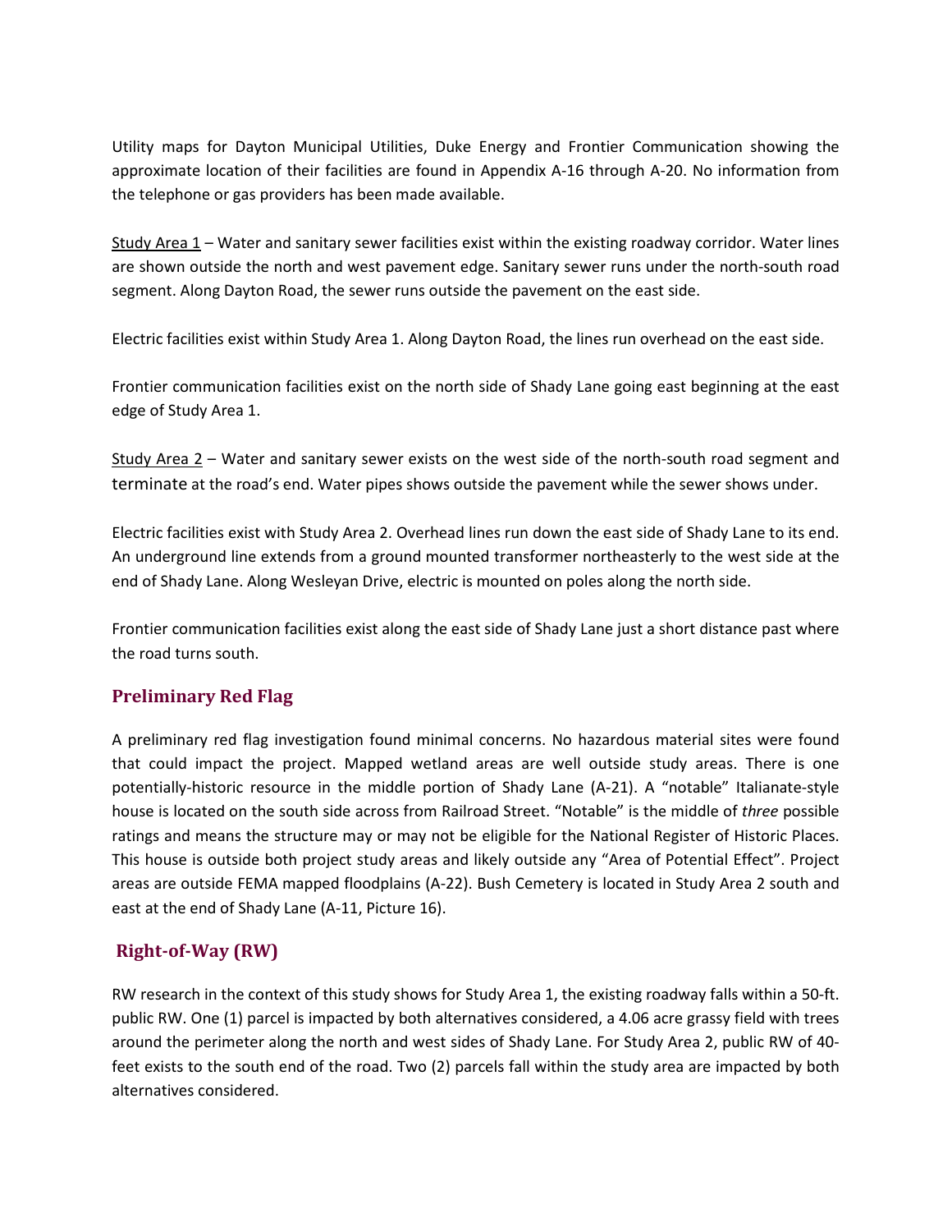Utility maps for Dayton Municipal Utilities, Duke Energy and Frontier Communication showing the approximate location of their facilities are found in Appendix A-16 through A-20. No information from the telephone or gas providers has been made available.

Study Area 1 – Water and sanitary sewer facilities exist within the existing roadway corridor. Water lines are shown outside the north and west pavement edge. Sanitary sewer runs under the north-south road segment. Along Dayton Road, the sewer runs outside the pavement on the east side.

Electric facilities exist within Study Area 1. Along Dayton Road, the lines run overhead on the east side.

Frontier communication facilities exist on the north side of Shady Lane going east beginning at the east edge of Study Area 1.

Study Area 2 – Water and sanitary sewer exists on the west side of the north-south road segment and terminate at the road's end. Water pipes shows outside the pavement while the sewer shows under.

Electric facilities exist with Study Area 2. Overhead lines run down the east side of Shady Lane to its end. An underground line extends from a ground mounted transformer northeasterly to the west side at the end of Shady Lane. Along Wesleyan Drive, electric is mounted on poles along the north side.

Frontier communication facilities exist along the east side of Shady Lane just a short distance past where the road turns south.

## Preliminary Red Flag

A preliminary red flag investigation found minimal concerns. No hazardous material sites were found that could impact the project. Mapped wetland areas are well outside study areas. There is one potentially-historic resource in the middle portion of Shady Lane (A-21). A "notable" Italianate-style house is located on the south side across from Railroad Street. "Notable" is the middle of *three* possible ratings and means the structure may or may not be eligible for the National Register of Historic Places. This house is outside both project study areas and likely outside any "Area of Potential Effect". Project areas are outside FEMA mapped floodplains (A-22). Bush Cemetery is located in Study Area 2 south and east at the end of Shady Lane (A-11, Picture 16).

## Right-of-Way (RW)

RW research in the context of this study shows for Study Area 1, the existing roadway falls within a 50-ft. public RW. One (1) parcel is impacted by both alternatives considered, a 4.06 acre grassy field with trees around the perimeter along the north and west sides of Shady Lane. For Study Area 2, public RW of 40-feet exists to the south end of the road. Two (2) parcels fall within the study area are impacted by both alternatives considered.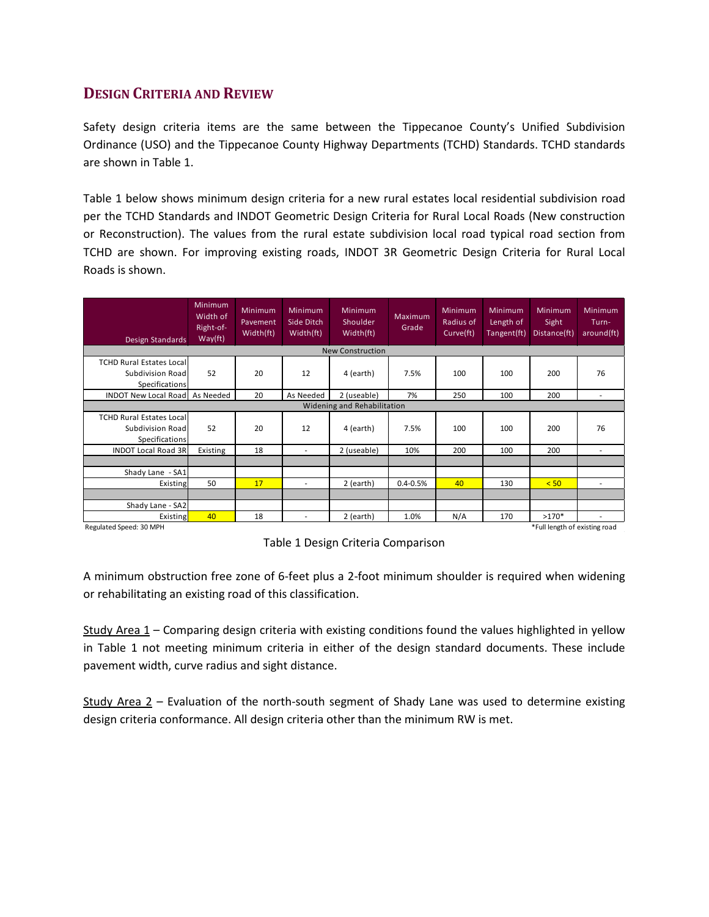## Design Criteria and Review

Safety design criteria items are the same between the Tippecanoe County's Unified Subdivision Ordinance (USO) and the Tippecanoe County Highway Departments (TCHD) Standards. TCHD standards are shown in Table 1.

Table 1 below shows minimum design criteria for a new rural estates local residential subdivision road per the TCHD Standards and INDOT Geometric Design Criteria for Rural Local Roads (New construction or Reconstruction). The values from the rural estate subdivision local road typical road section from TCHD are shown. For improving existing roads, INDOT 3R Geometric Design Criteria for Rural Local Roads is shown.

| Design Standards | Minimum Width of Right-of-Way(ft) | Minimum Pavement Width(ft) | Minimum Side Ditch Width(ft) | Minimum Shoulder Width(ft) | Maximum Grade | Minimum Radius of Curve(ft) | Minimum Length of Tangent(ft) | Minimum Sight Distance(ft) | Minimum Turn-around(ft) |
|---|---|---|---|---|---|---|---|---|---|
| New Construction | | | | | | | | | |
| TCHD Rural Estates Local Subdivision Road Specifications | 52 | 20 | 12 | 4 (earth) | 7.5% | 100 | 100 | 200 | 76 |
| INDOT New Local Road | As Needed | 20 | As Needed | 2 (useable) | 7% | 250 | 100 | 200 | - |
| Widening and Rehabilitation | | | | | | | | | |
| TCHD Rural Estates Local Subdivision Road Specifications | 52 | 20 | 12 | 4 (earth) | 7.5% | 100 | 100 | 200 | 76 |
| INDOT Local Road 3R | Existing | 18 | - | 2 (useable) | 10% | 200 | 100 | 200 | - |
| | | | | | | | | | |
| Shady Lane - SA1 | | | | | | | | | |
| Existing | 50 | 17 | - | 2 (earth) | 0.4-0.5% | 40 | 130 | < 50 | - |
| | | | | | | | | | |
| Shady Lane - SA2 | | | | | | | | | |
| Existing | 40 | 18 | - | 2 (earth) | 1.0% | N/A | 170 | >170* | - |

Regulated Speed: 30 MPH

*Full length of existing road

Table 1 Design Criteria Comparison

A minimum obstruction free zone of 6-feet plus a 2-foot minimum shoulder is required when widening or rehabilitating an existing road of this classification.

Study Area 1 – Comparing design criteria with existing conditions found the values highlighted in yellow in Table 1 not meeting minimum criteria in either of the design standard documents. These include pavement width, curve radius and sight distance.

Study Area 2 – Evaluation of the north-south segment of Shady Lane was used to determine existing design criteria conformance. All design criteria other than the minimum RW is met.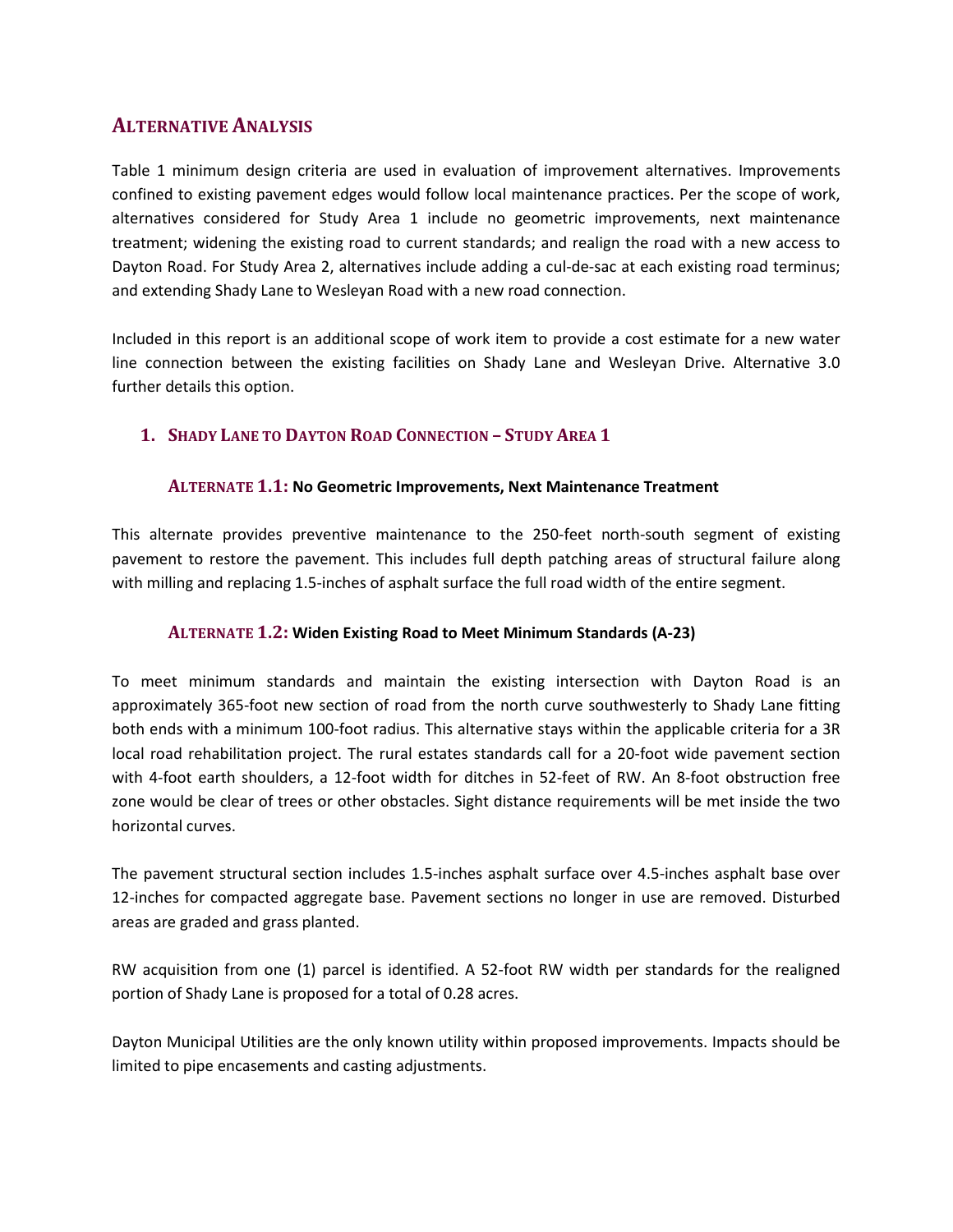## Alternative Analysis

Table 1 minimum design criteria are used in evaluation of improvement alternatives. Improvements confined to existing pavement edges would follow local maintenance practices. Per the scope of work, alternatives considered for Study Area 1 include no geometric improvements, next maintenance treatment; widening the existing road to current standards; and realign the road with a new access to Dayton Road. For Study Area 2, alternatives include adding a cul-de-sac at each existing road terminus; and extending Shady Lane to Wesleyan Road with a new road connection.

Included in this report is an additional scope of work item to provide a cost estimate for a new water line connection between the existing facilities on Shady Lane and Wesleyan Drive. Alternative 3.0 further details this option.

### 1. Shady Lane to Dayton Road Connection – Study Area 1

#### Alternate 1.1: No Geometric Improvements, Next Maintenance Treatment

This alternate provides preventive maintenance to the 250-feet north-south segment of existing pavement to restore the pavement. This includes full depth patching areas of structural failure along with milling and replacing 1.5-inches of asphalt surface the full road width of the entire segment.

#### Alternate 1.2: Widen Existing Road to Meet Minimum Standards (A-23)

To meet minimum standards and maintain the existing intersection with Dayton Road is an approximately 365-foot new section of road from the north curve southwesterly to Shady Lane fitting both ends with a minimum 100-foot radius. This alternative stays within the applicable criteria for a 3R local road rehabilitation project. The rural estates standards call for a 20-foot wide pavement section with 4-foot earth shoulders, a 12-foot width for ditches in 52-feet of RW. An 8-foot obstruction free zone would be clear of trees or other obstacles. Sight distance requirements will be met inside the two horizontal curves.

The pavement structural section includes 1.5-inches asphalt surface over 4.5-inches asphalt base over 12-inches for compacted aggregate base. Pavement sections no longer in use are removed. Disturbed areas are graded and grass planted.

RW acquisition from one (1) parcel is identified. A 52-foot RW width per standards for the realigned portion of Shady Lane is proposed for a total of 0.28 acres.

Dayton Municipal Utilities are the only known utility within proposed improvements. Impacts should be limited to pipe encasements and casting adjustments.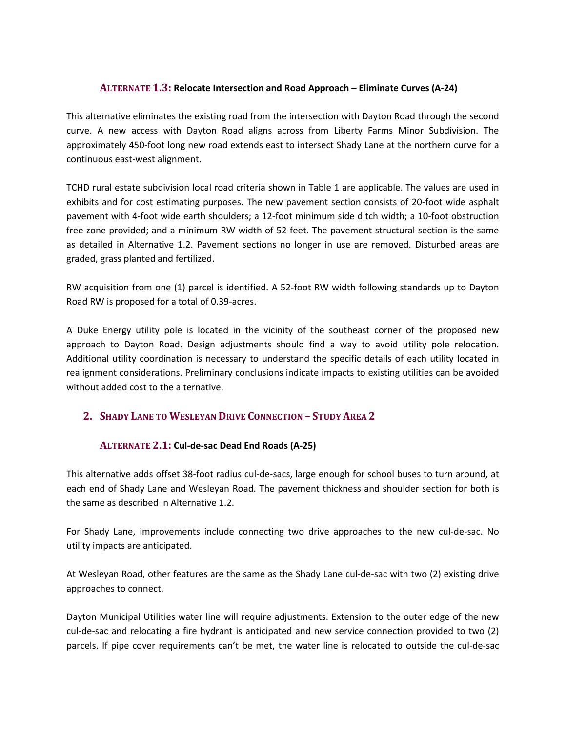### **ALTERNATE 1.3:** Relocate Intersection and Road Approach – Eliminate Curves (A-24)

This alternative eliminates the existing road from the intersection with Dayton Road through the second curve. A new access with Dayton Road aligns across from Liberty Farms Minor Subdivision. The approximately 450-foot long new road extends east to intersect Shady Lane at the northern curve for a continuous east-west alignment.

TCHD rural estate subdivision local road criteria shown in Table 1 are applicable. The values are used in exhibits and for cost estimating purposes. The new pavement section consists of 20-foot wide asphalt pavement with 4-foot wide earth shoulders; a 12-foot minimum side ditch width; a 10-foot obstruction free zone provided; and a minimum RW width of 52-feet. The pavement structural section is the same as detailed in Alternative 1.2. Pavement sections no longer in use are removed. Disturbed areas are graded, grass planted and fertilized.

RW acquisition from one (1) parcel is identified. A 52-foot RW width following standards up to Dayton Road RW is proposed for a total of 0.39-acres.

A Duke Energy utility pole is located in the vicinity of the southeast corner of the proposed new approach to Dayton Road. Design adjustments should find a way to avoid utility pole relocation. Additional utility coordination is necessary to understand the specific details of each utility located in realignment considerations. Preliminary conclusions indicate impacts to existing utilities can be avoided without added cost to the alternative.

## 2. SHADY LANE TO WESLEYAN DRIVE CONNECTION – STUDY AREA 2

### **ALTERNATE 2.1:** Cul-de-sac Dead End Roads (A-25)

This alternative adds offset 38-foot radius cul-de-sacs, large enough for school buses to turn around, at each end of Shady Lane and Wesleyan Road. The pavement thickness and shoulder section for both is the same as described in Alternative 1.2.

For Shady Lane, improvements include connecting two drive approaches to the new cul-de-sac. No utility impacts are anticipated.

At Wesleyan Road, other features are the same as the Shady Lane cul-de-sac with two (2) existing drive approaches to connect.

Dayton Municipal Utilities water line will require adjustments. Extension to the outer edge of the new cul-de-sac and relocating a fire hydrant is anticipated and new service connection provided to two (2) parcels. If pipe cover requirements can't be met, the water line is relocated to outside the cul-de-sac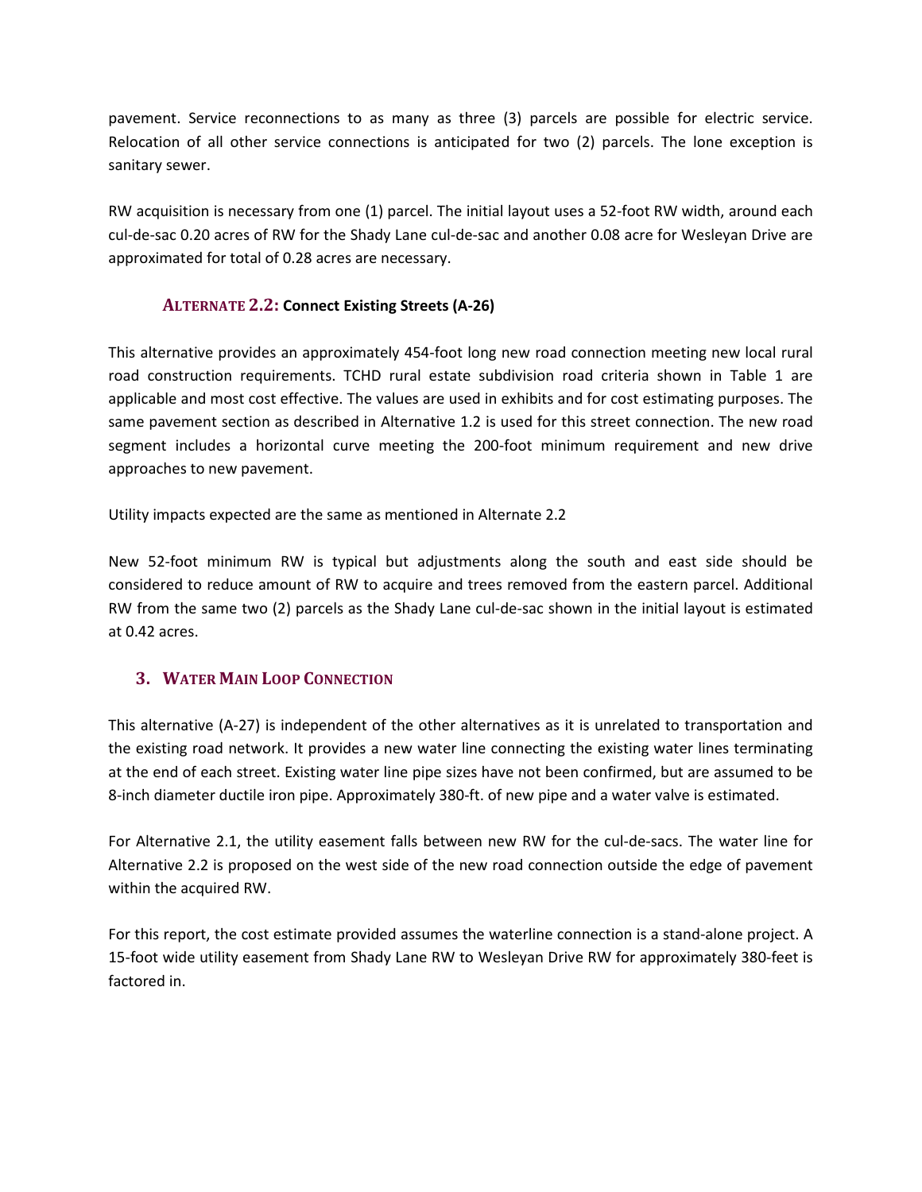pavement. Service reconnections to as many as three (3) parcels are possible for electric service. Relocation of all other service connections is anticipated for two (2) parcels. The lone exception is sanitary sewer.

RW acquisition is necessary from one (1) parcel. The initial layout uses a 52-foot RW width, around each cul-de-sac 0.20 acres of RW for the Shady Lane cul-de-sac and another 0.08 acre for Wesleyan Drive are approximated for total of 0.28 acres are necessary.

#### ALTERNATE 2.2: Connect Existing Streets (A-26)

This alternative provides an approximately 454-foot long new road connection meeting new local rural road construction requirements. TCHD rural estate subdivision road criteria shown in Table 1 are applicable and most cost effective. The values are used in exhibits and for cost estimating purposes. The same pavement section as described in Alternative 1.2 is used for this street connection. The new road segment includes a horizontal curve meeting the 200-foot minimum requirement and new drive approaches to new pavement.

Utility impacts expected are the same as mentioned in Alternate 2.2

New 52-foot minimum RW is typical but adjustments along the south and east side should be considered to reduce amount of RW to acquire and trees removed from the eastern parcel. Additional RW from the same two (2) parcels as the Shady Lane cul-de-sac shown in the initial layout is estimated at 0.42 acres.

### 3. WATER MAIN LOOP CONNECTION

This alternative (A-27) is independent of the other alternatives as it is unrelated to transportation and the existing road network. It provides a new water line connecting the existing water lines terminating at the end of each street. Existing water line pipe sizes have not been confirmed, but are assumed to be 8-inch diameter ductile iron pipe. Approximately 380-ft. of new pipe and a water valve is estimated.

For Alternative 2.1, the utility easement falls between new RW for the cul-de-sacs. The water line for Alternative 2.2 is proposed on the west side of the new road connection outside the edge of pavement within the acquired RW.

For this report, the cost estimate provided assumes the waterline connection is a stand-alone project. A 15-foot wide utility easement from Shady Lane RW to Wesleyan Drive RW for approximately 380-feet is factored in.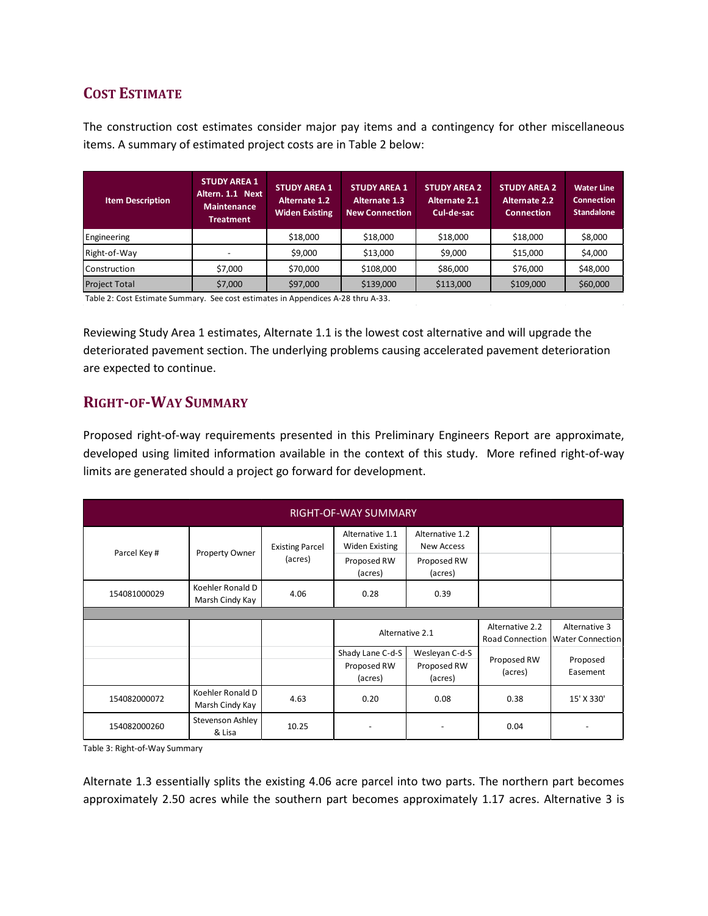## Cost Estimate

The construction cost estimates consider major pay items and a contingency for other miscellaneous items. A summary of estimated project costs are in Table 2 below:

| Item Description | STUDY AREA 1 Altern. 1.1 Next Maintenance Treatment | STUDY AREA 1 Alternate 1.2 Widen Existing | STUDY AREA 1 Alternate 1.3 New Connection | STUDY AREA 2 Alternate 2.1 Cul-de-sac | STUDY AREA 2 Alternate 2.2 Connection | Water Line Connection Standalone |
|---|---|---|---|---|---|---|
| Engineering | | $18,000 | $18,000 | $18,000 | $18,000 | $8,000 |
| Right-of-Way | - | $9,000 | $13,000 | $9,000 | $15,000 | $4,000 |
| Construction | $7,000 | $70,000 | $108,000 | $86,000 | $76,000 | $48,000 |
| Project Total | $7,000 | $97,000 | $139,000 | $113,000 | $109,000 | $60,000 |

Table 2: Cost Estimate Summary. See cost estimates in Appendices A-28 thru A-33.

Reviewing Study Area 1 estimates, Alternate 1.1 is the lowest cost alternative and will upgrade the deteriorated pavement section. The underlying problems causing accelerated pavement deterioration are expected to continue.

## Right-of-Way Summary

Proposed right-of-way requirements presented in this Preliminary Engineers Report are approximate, developed using limited information available in the context of this study. More refined right-of-way limits are generated should a project go forward for development.

| RIGHT-OF-WAY SUMMARY | | | | | | |
|---|---|---|---|---|---|---|
| Parcel Key # | Property Owner | Existing Parcel (acres) | Alternative 1.1 Widen Existing | Alternative 1.2 New Access | | |
| | | | Proposed RW (acres) | Proposed RW (acres) | | |
| 154081000029 | Koehler Ronald D Marsh Cindy Kay | 4.06 | 0.28 | 0.39 | | |
| | | | Alternative 2.1 | | Alternative 2.2 Road Connection | Alternative 3 Water Connection |
| | | | Shady Lane C-d-S Proposed RW (acres) | Wesleyan C-d-S Proposed RW (acres) | Proposed RW (acres) | Proposed Easement |
| 154082000072 | Koehler Ronald D Marsh Cindy Kay | 4.63 | 0.20 | 0.08 | 0.38 | 15' X 330' |
| 154082000260 | Stevenson Ashley & Lisa | 10.25 | - | - | 0.04 | - |

Table 3: Right-of-Way Summary

Alternate 1.3 essentially splits the existing 4.06 acre parcel into two parts. The northern part becomes approximately 2.50 acres while the southern part becomes approximately 1.17 acres. Alternative 3 is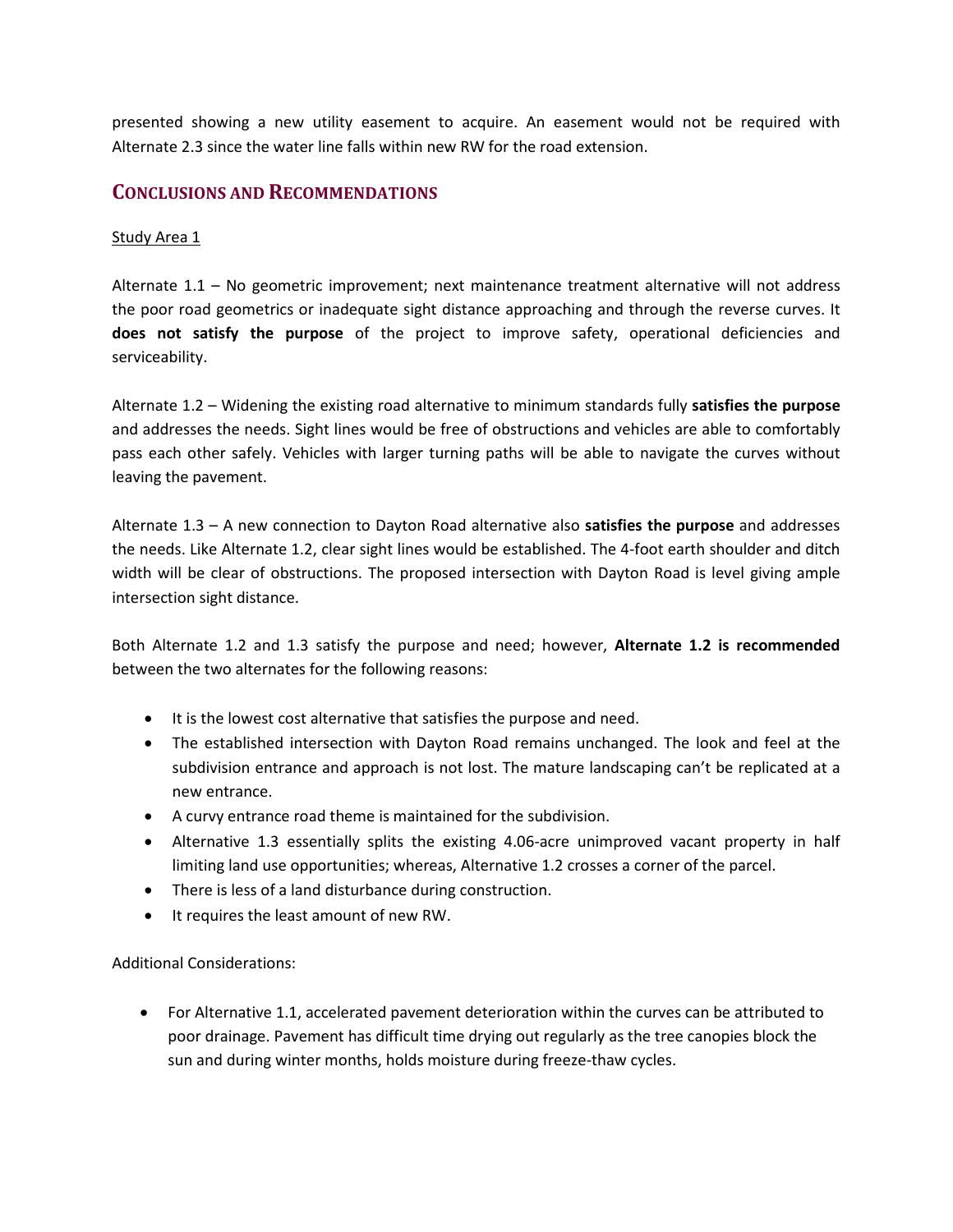presented showing a new utility easement to acquire. An easement would not be required with Alternate 2.3 since the water line falls within new RW for the road extension.

## Conclusions and Recommendations

Study Area 1

Alternate 1.1 – No geometric improvement; next maintenance treatment alternative will not address the poor road geometrics or inadequate sight distance approaching and through the reverse curves. It **does not satisfy the purpose** of the project to improve safety, operational deficiencies and serviceability.

Alternate 1.2 – Widening the existing road alternative to minimum standards fully **satisfies the purpose** and addresses the needs. Sight lines would be free of obstructions and vehicles are able to comfortably pass each other safely. Vehicles with larger turning paths will be able to navigate the curves without leaving the pavement.

Alternate 1.3 – A new connection to Dayton Road alternative also **satisfies the purpose** and addresses the needs. Like Alternate 1.2, clear sight lines would be established. The 4-foot earth shoulder and ditch width will be clear of obstructions. The proposed intersection with Dayton Road is level giving ample intersection sight distance.

Both Alternate 1.2 and 1.3 satisfy the purpose and need; however, **Alternate 1.2 is recommended** between the two alternates for the following reasons:

- It is the lowest cost alternative that satisfies the purpose and need.
- The established intersection with Dayton Road remains unchanged. The look and feel at the subdivision entrance and approach is not lost. The mature landscaping can't be replicated at a new entrance.
- A curvy entrance road theme is maintained for the subdivision.
- Alternative 1.3 essentially splits the existing 4.06-acre unimproved vacant property in half limiting land use opportunities; whereas, Alternative 1.2 crosses a corner of the parcel.
- There is less of a land disturbance during construction.
- It requires the least amount of new RW.

Additional Considerations:

- For Alternative 1.1, accelerated pavement deterioration within the curves can be attributed to poor drainage. Pavement has difficult time drying out regularly as the tree canopies block the sun and during winter months, holds moisture during freeze-thaw cycles.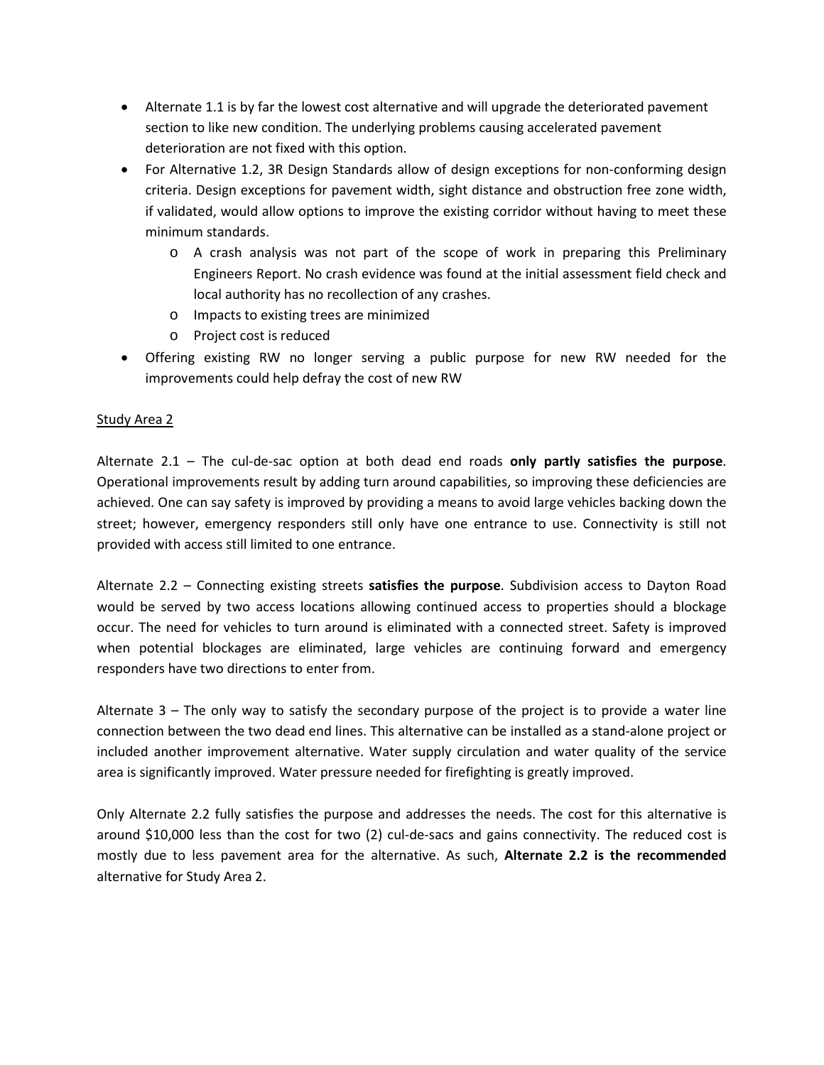- Alternate 1.1 is by far the lowest cost alternative and will upgrade the deteriorated pavement section to like new condition. The underlying problems causing accelerated pavement deterioration are not fixed with this option.
- For Alternative 1.2, 3R Design Standards allow of design exceptions for non-conforming design criteria. Design exceptions for pavement width, sight distance and obstruction free zone width, if validated, would allow options to improve the existing corridor without having to meet these minimum standards.
  - A crash analysis was not part of the scope of work in preparing this Preliminary Engineers Report. No crash evidence was found at the initial assessment field check and local authority has no recollection of any crashes.
  - Impacts to existing trees are minimized
  - Project cost is reduced
- Offering existing RW no longer serving a public purpose for new RW needed for the improvements could help defray the cost of new RW

<u>Study Area 2</u>

Alternate 2.1 – The cul-de-sac option at both dead end roads **only partly satisfies the purpose**. Operational improvements result by adding turn around capabilities, so improving these deficiencies are achieved. One can say safety is improved by providing a means to avoid large vehicles backing down the street; however, emergency responders still only have one entrance to use. Connectivity is still not provided with access still limited to one entrance.

Alternate 2.2 – Connecting existing streets **satisfies the purpose**. Subdivision access to Dayton Road would be served by two access locations allowing continued access to properties should a blockage occur. The need for vehicles to turn around is eliminated with a connected street. Safety is improved when potential blockages are eliminated, large vehicles are continuing forward and emergency responders have two directions to enter from.

Alternate 3 – The only way to satisfy the secondary purpose of the project is to provide a water line connection between the two dead end lines. This alternative can be installed as a stand-alone project or included another improvement alternative. Water supply circulation and water quality of the service area is significantly improved. Water pressure needed for firefighting is greatly improved.

Only Alternate 2.2 fully satisfies the purpose and addresses the needs. The cost for this alternative is around $10,000 less than the cost for two (2) cul-de-sacs and gains connectivity. The reduced cost is mostly due to less pavement area for the alternative. As such, **Alternate 2.2 is the recommended** alternative for Study Area 2.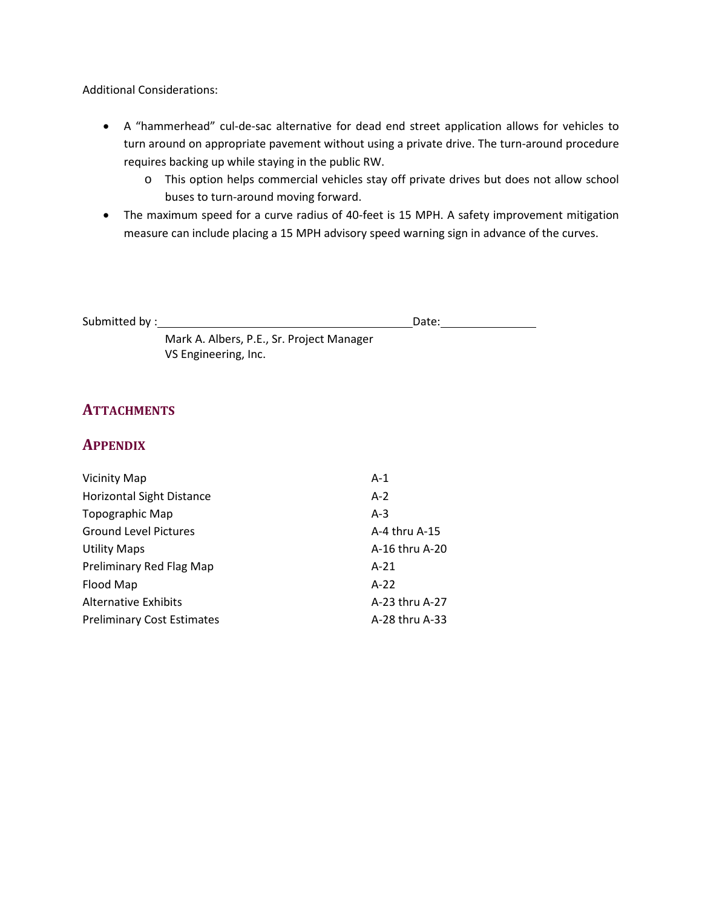Additional Considerations:

- A "hammerhead" cul-de-sac alternative for dead end street application allows for vehicles to turn around on appropriate pavement without using a private drive. The turn-around procedure requires backing up while staying in the public RW.
  - This option helps commercial vehicles stay off private drives but does not allow school buses to turn-around moving forward.
- The maximum speed for a curve radius of 40-feet is 15 MPH. A safety improvement mitigation measure can include placing a 15 MPH advisory speed warning sign in advance of the curves.

Submitted by :________________________________________ Date:_______________

Mark A. Albers, P.E., Sr. Project Manager
VS Engineering, Inc.

## ATTACHMENTS

## APPENDIX

| | |
|---|---|
| Vicinity Map | A-1 |
| Horizontal Sight Distance | A-2 |
| Topographic Map | A-3 |
| Ground Level Pictures | A-4 thru A-15 |
| Utility Maps | A-16 thru A-20 |
| Preliminary Red Flag Map | A-21 |
| Flood Map | A-22 |
| Alternative Exhibits | A-23 thru A-27 |
| Preliminary Cost Estimates | A-28 thru A-33 |